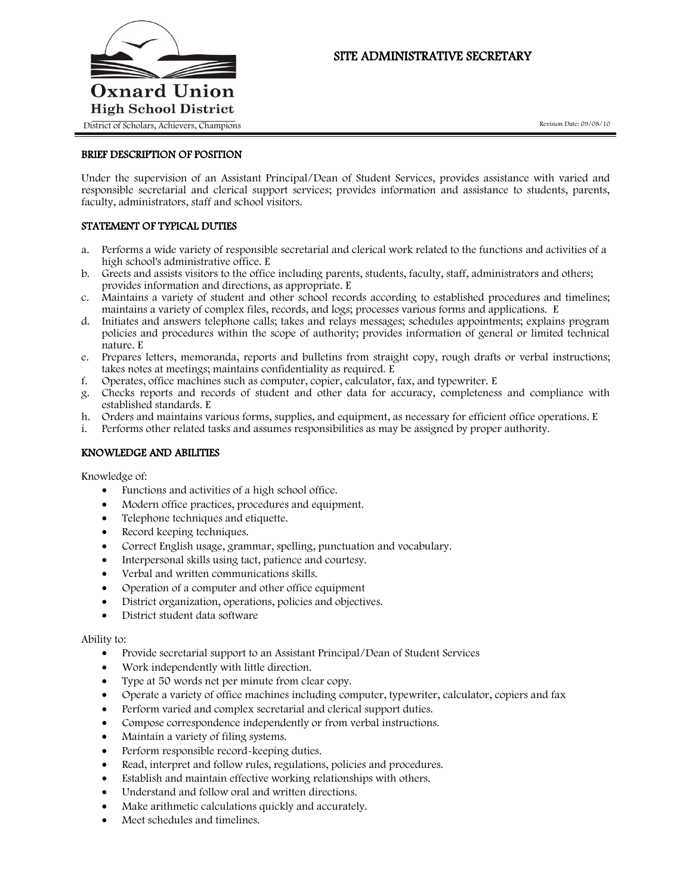Oxnard Union High School District

District of Scholars, Achievers, Champions

# SITE ADMINISTRATIVE SECRETARY

Revision Date: 09/08/10

## BRIEF DESCRIPTION OF POSITION

Under the supervision of an Assistant Principal/Dean of Student Services, provides assistance with varied and responsible secretarial and clerical support services; provides information and assistance to students, parents, faculty, administrators, staff and school visitors.

## STATEMENT OF TYPICAL DUTIES

a. Performs a wide variety of responsible secretarial and clerical work related to the functions and activities of a high school's administrative office. E
b. Greets and assists visitors to the office including parents, students, faculty, staff, administrators and others; provides information and directions, as appropriate. E
c. Maintains a variety of student and other school records according to established procedures and timelines; maintains a variety of complex files, records, and logs; processes various forms and applications. E
d. Initiates and answers telephone calls; takes and relays messages; schedules appointments; explains program policies and procedures within the scope of authority; provides information of general or limited technical nature. E
e. Prepares letters, memoranda, reports and bulletins from straight copy, rough drafts or verbal instructions; takes notes at meetings; maintains confidentiality as required. E
f. Operates, office machines such as computer, copier, calculator, fax, and typewriter. E
g. Checks reports and records of student and other data for accuracy, completeness and compliance with established standards. E
h. Orders and maintains various forms, supplies, and equipment, as necessary for efficient office operations. E
i. Performs other related tasks and assumes responsibilities as may be assigned by proper authority.

## KNOWLEDGE AND ABILITIES

Knowledge of:

- Functions and activities of a high school office.
- Modern office practices, procedures and equipment.
- Telephone techniques and etiquette.
- Record keeping techniques.
- Correct English usage, grammar, spelling, punctuation and vocabulary.
- Interpersonal skills using tact, patience and courtesy.
- Verbal and written communications skills.
- Operation of a computer and other office equipment
- District organization, operations, policies and objectives.
- District student data software

Ability to:

- Provide secretarial support to an Assistant Principal/Dean of Student Services
- Work independently with little direction.
- Type at 50 words net per minute from clear copy.
- Operate a variety of office machines including computer, typewriter, calculator, copiers and fax
- Perform varied and complex secretarial and clerical support duties.
- Compose correspondence independently or from verbal instructions.
- Maintain a variety of filing systems.
- Perform responsible record-keeping duties.
- Read, interpret and follow rules, regulations, policies and procedures.
- Establish and maintain effective working relationships with others.
- Understand and follow oral and written directions.
- Make arithmetic calculations quickly and accurately.
- Meet schedules and timelines.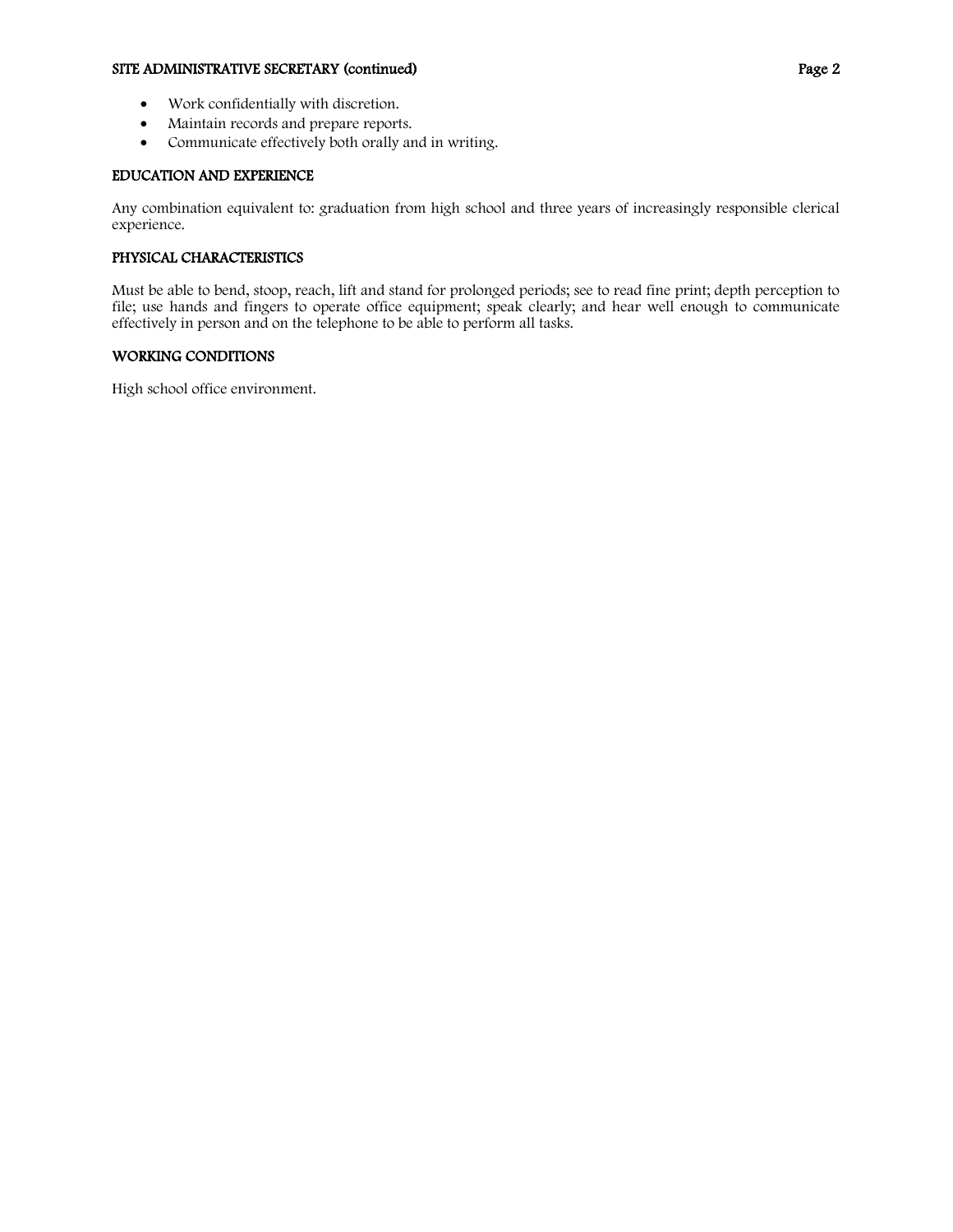- Work confidentially with discretion.
- Maintain records and prepare reports.
- Communicate effectively both orally and in writing.

## EDUCATION AND EXPERIENCE

Any combination equivalent to: graduation from high school and three years of increasingly responsible clerical experience.

## PHYSICAL CHARACTERISTICS

Must be able to bend, stoop, reach, lift and stand for prolonged periods; see to read fine print; depth perception to file; use hands and fingers to operate office equipment; speak clearly; and hear well enough to communicate effectively in person and on the telephone to be able to perform all tasks.

## WORKING CONDITIONS

High school office environment.